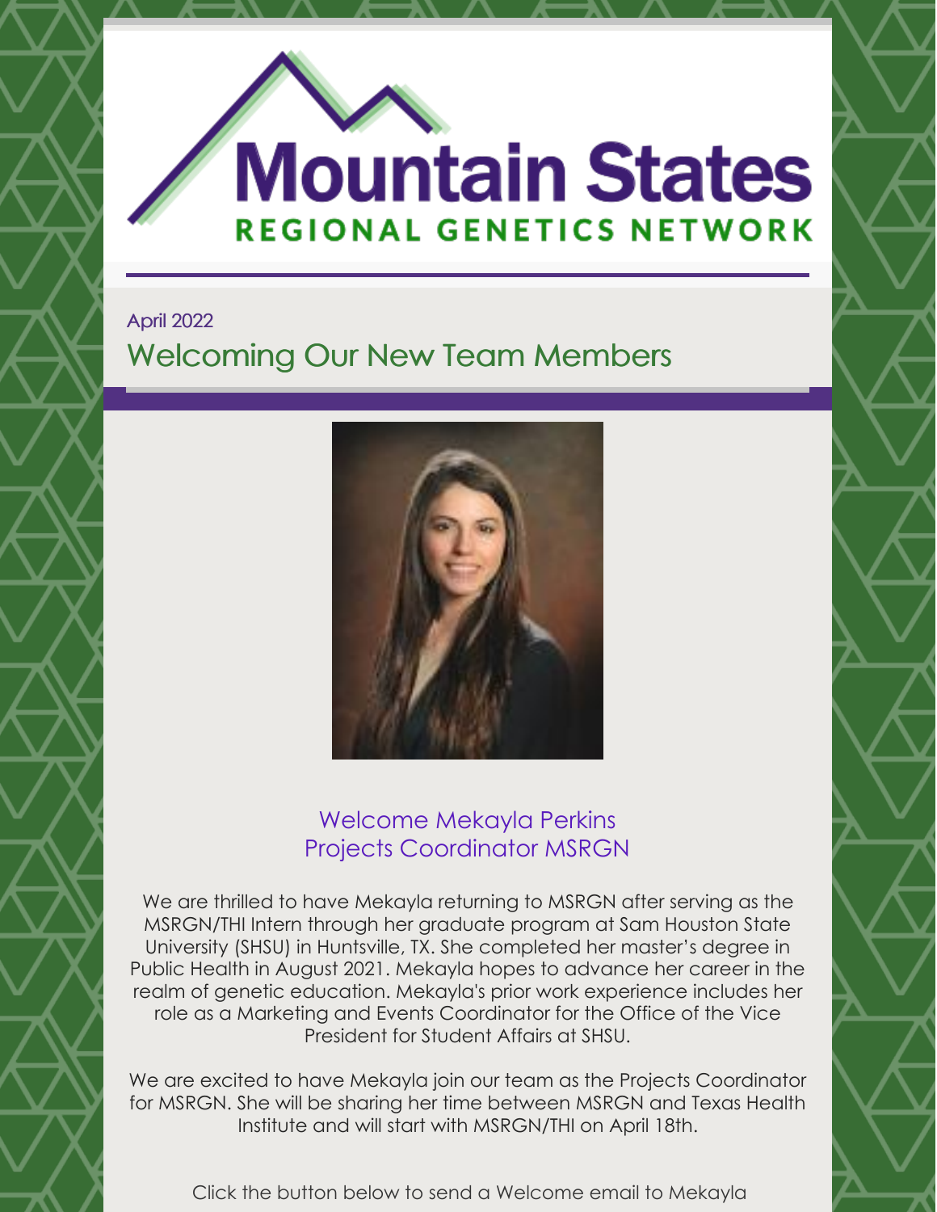# Mountain States Regional Genetics Network

April 2022

## Welcoming Our New Team Members

### Welcome Mekayla Perkins
### Projects Coordinator MSRGN

We are thrilled to have Mekayla returning to MSRGN after serving as the MSRGN/THI Intern through her graduate program at Sam Houston State University (SHSU) in Huntsville, TX. She completed her master's degree in Public Health in August 2021. Mekayla hopes to advance her career in the realm of genetic education. Mekayla's prior work experience includes her role as a Marketing and Events Coordinator for the Office of the Vice President for Student Affairs at SHSU.

We are excited to have Mekayla join our team as the Projects Coordinator for MSRGN. She will be sharing her time between MSRGN and Texas Health Institute and will start with MSRGN/THI on April 18th.

Click the button below to send a Welcome email to Mekayla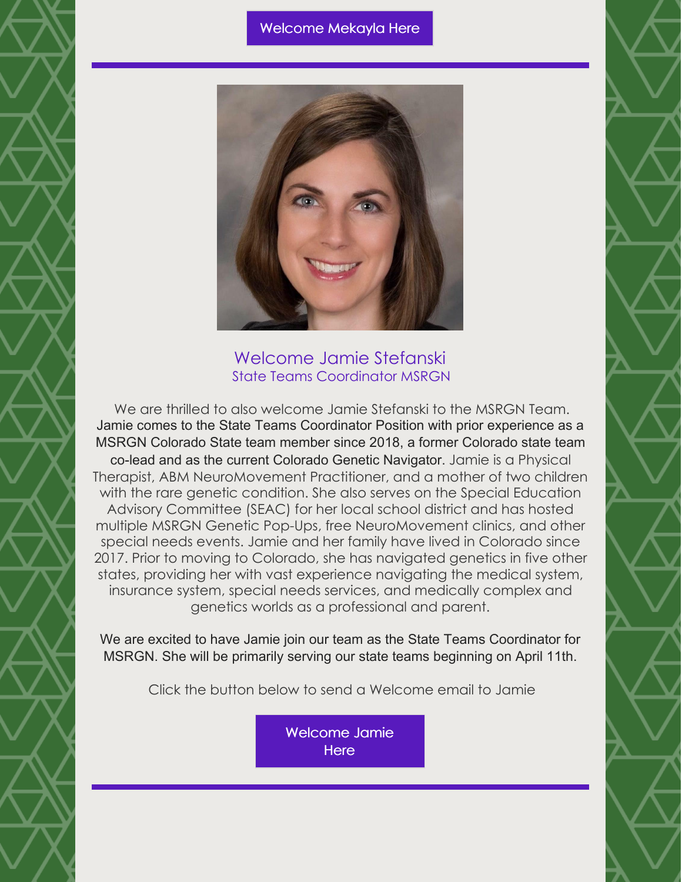Welcome Mekayla Here

---

## Welcome Jamie Stefanski

### State Teams Coordinator MSRGN

We are thrilled to also welcome Jamie Stefanski to the MSRGN Team. Jamie comes to the State Teams Coordinator Position with prior experience as a MSRGN Colorado State team member since 2018, a former Colorado state team co-lead and as the current Colorado Genetic Navigator. Jamie is a Physical Therapist, ABM NeuroMovement Practitioner, and a mother of two children with the rare genetic condition. She also serves on the Special Education Advisory Committee (SEAC) for her local school district and has hosted multiple MSRGN Genetic Pop-Ups, free NeuroMovement clinics, and other special needs events. Jamie and her family have lived in Colorado since 2017. Prior to moving to Colorado, she has navigated genetics in five other states, providing her with vast experience navigating the medical system, insurance system, special needs services, and medically complex and genetics worlds as a professional and parent.

We are excited to have Jamie join our team as the State Teams Coordinator for MSRGN. She will be primarily serving our state teams beginning on April 11th.

Click the button below to send a Welcome email to Jamie

Welcome Jamie Here

---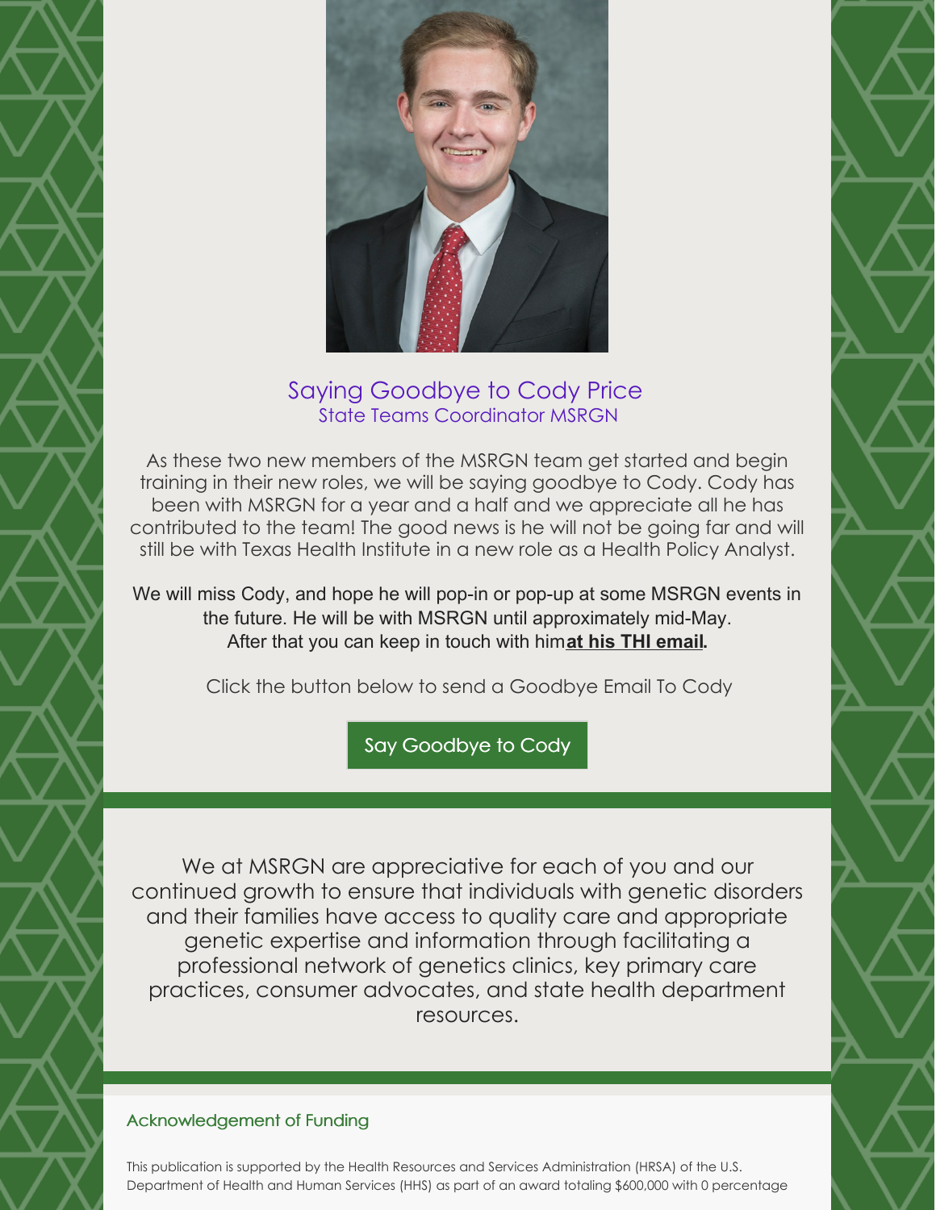## Saying Goodbye to Cody Price

### State Teams Coordinator MSRGN

As these two new members of the MSRGN team get started and begin training in their new roles, we will be saying goodbye to Cody. Cody has been with MSRGN for a year and a half and we appreciate all he has contributed to the team! The good news is he will not be going far and will still be with Texas Health Institute in a new role as a Health Policy Analyst.

We will miss Cody, and hope he will pop-in or pop-up at some MSRGN events in the future. He will be with MSRGN until approximately mid-May. After that you can keep in touch with him **at his THI email.**

Click the button below to send a Goodbye Email To Cody

Say Goodbye to Cody

We at MSRGN are appreciative for each of you and our continued growth to ensure that individuals with genetic disorders and their families have access to quality care and appropriate genetic expertise and information through facilitating a professional network of genetics clinics, key primary care practices, consumer advocates, and state health department resources.

### Acknowledgement of Funding

This publication is supported by the Health Resources and Services Administration (HRSA) of the U.S. Department of Health and Human Services (HHS) as part of an award totaling $600,000 with 0 percentage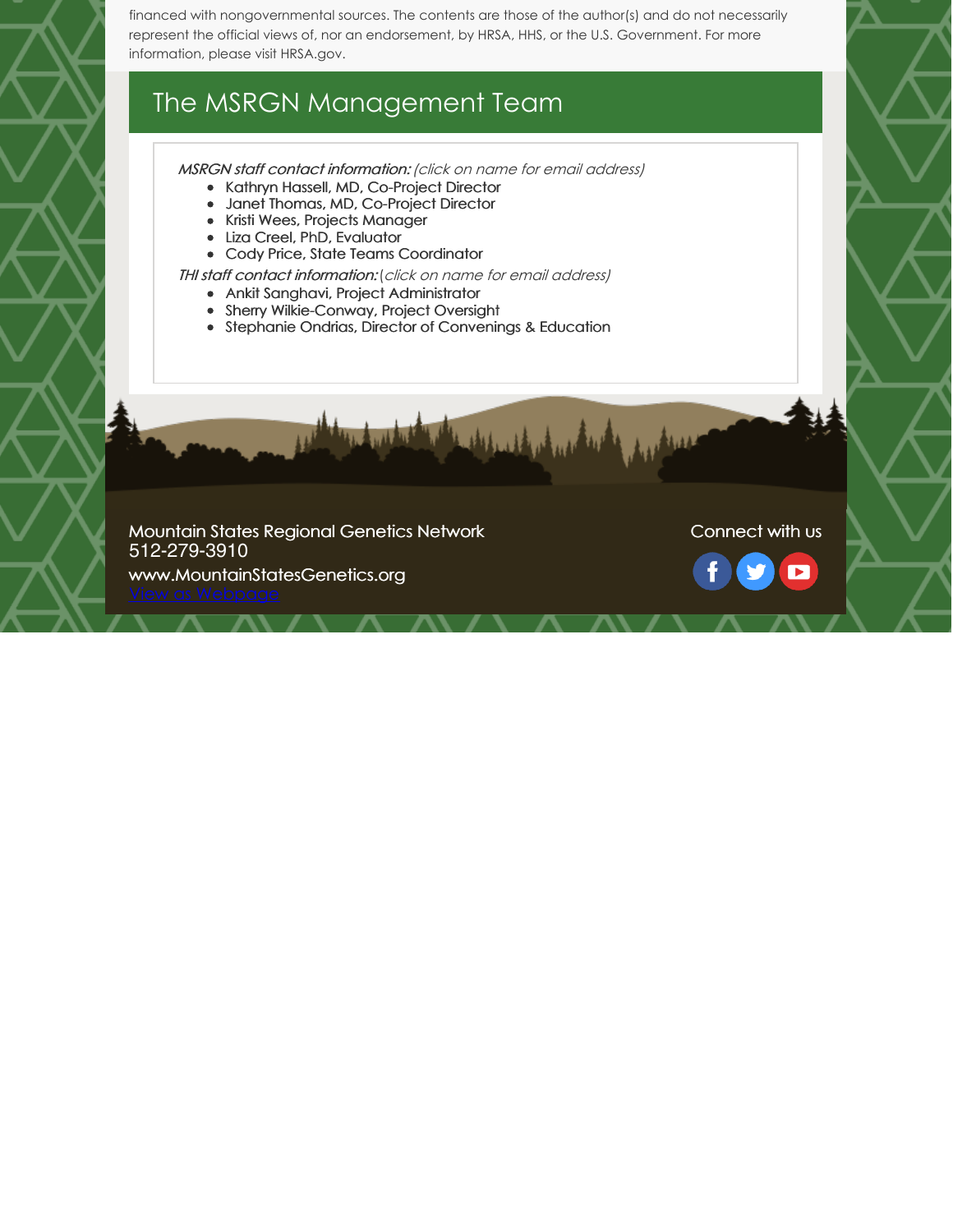financed with nongovernmental sources. The contents are those of the author(s) and do not necessarily represent the official views of, nor an endorsement, by HRSA, HHS, or the U.S. Government. For more information, please visit HRSA.gov.

## The MSRGN Management Team

***MSRGN staff contact information:*** *(click on name for email address)*

- Kathryn Hassell, MD, Co-Project Director
- Janet Thomas, MD, Co-Project Director
- Kristi Wees, Projects Manager
- Liza Creel, PhD, Evaluator
- Cody Price, State Teams Coordinator

***THI staff contact information:*** (*click on name for email address)*

- Ankit Sanghavi, Project Administrator
- Sherry Wilkie-Conway, Project Oversight
- Stephanie Ondrias, Director of Convenings & Education

Mountain States Regional Genetics Network
512-279-3910
www.MountainStatesGenetics.org
View as Webpage

Connect with us